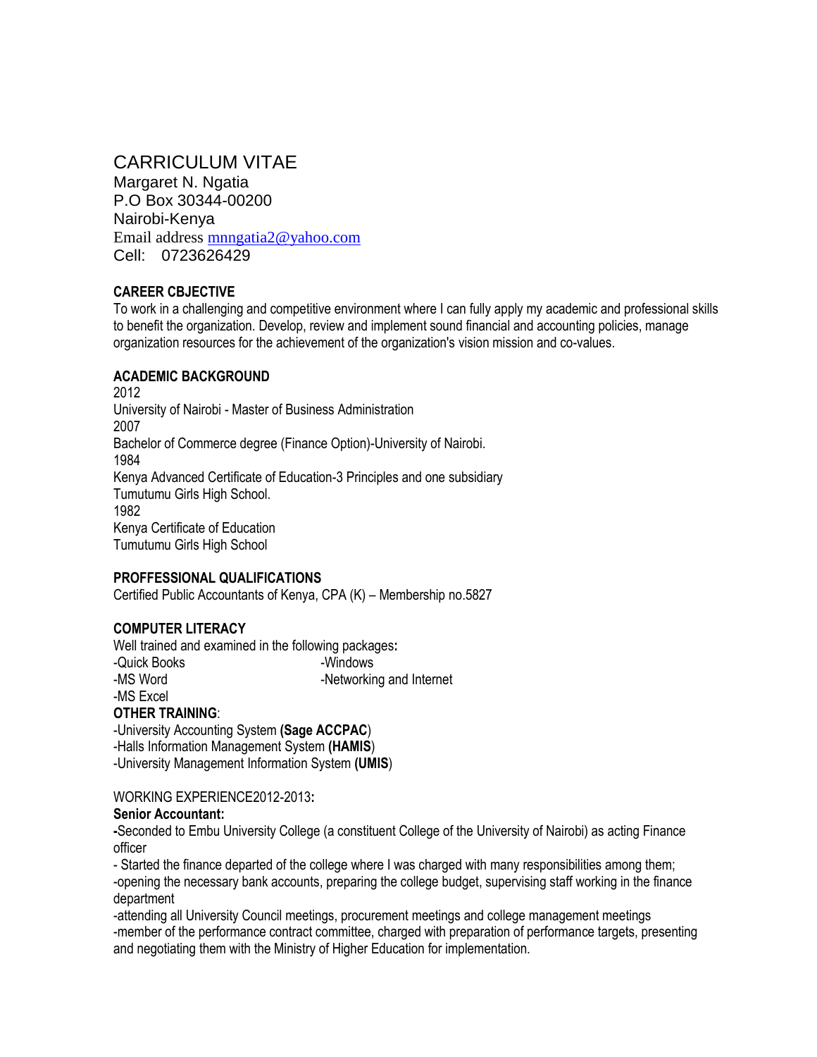# CARRICULUM VITAE

Margaret N. Ngatia
P.O Box 30344-00200
Nairobi-Kenya
Email address mnngatia2@yahoo.com
Cell: 0723626429

**CAREER CBJECTIVE**

To work in a challenging and competitive environment where I can fully apply my academic and professional skills to benefit the organization. Develop, review and implement sound financial and accounting policies, manage organization resources for the achievement of the organization's vision mission and co-values.

**ACADEMIC BACKGROUND**

2012
University of Nairobi - Master of Business Administration
2007
Bachelor of Commerce degree (Finance Option)-University of Nairobi.
1984
Kenya Advanced Certificate of Education-3 Principles and one subsidiary
Tumutumu Girls High School.
1982
Kenya Certificate of Education
Tumutumu Girls High School

**PROFFESSIONAL QUALIFICATIONS**

Certified Public Accountants of Kenya, CPA (K) – Membership no.5827

**COMPUTER LITERACY**

Well trained and examined in the following packages**:**

-Quick Books
-MS Word
-MS Excel
-Windows
-Networking and Internet

**OTHER TRAINING**:

-University Accounting System **(Sage ACCPAC**)
-Halls Information Management System **(HAMIS**)
-University Management Information System **(UMIS**)

WORKING EXPERIENCE2012-2013**:**

**Senior Accountant:**

**-**Seconded to Embu University College (a constituent College of the University of Nairobi) as acting Finance officer
- Started the finance departed of the college where I was charged with many responsibilities among them;
-opening the necessary bank accounts, preparing the college budget, supervising staff working in the finance department
-attending all University Council meetings, procurement meetings and college management meetings
-member of the performance contract committee, charged with preparation of performance targets, presenting and negotiating them with the Ministry of Higher Education for implementation.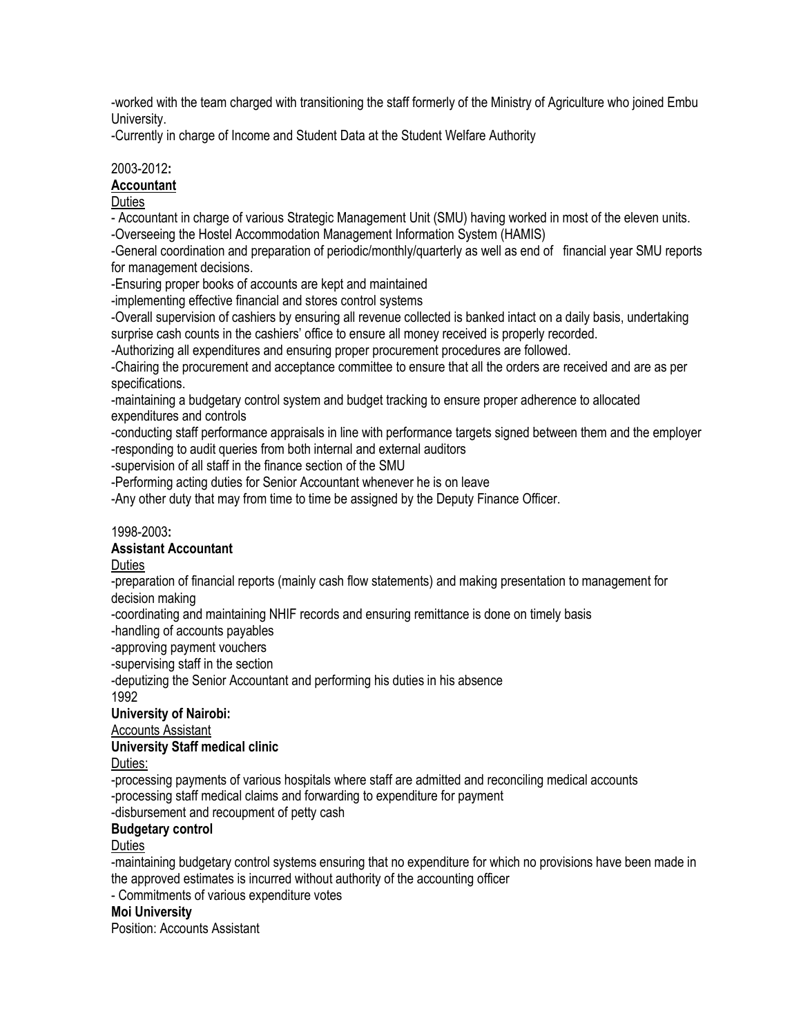-worked with the team charged with transitioning the staff formerly of the Ministry of Agriculture who joined Embu University.

-Currently in charge of Income and Student Data at the Student Welfare Authority

2003-2012**:**

**Accountant**

Duties

- Accountant in charge of various Strategic Management Unit (SMU) having worked in most of the eleven units.

-Overseeing the Hostel Accommodation Management Information System (HAMIS)

-General coordination and preparation of periodic/monthly/quarterly as well as end of financial year SMU reports for management decisions.

-Ensuring proper books of accounts are kept and maintained

-implementing effective financial and stores control systems

-Overall supervision of cashiers by ensuring all revenue collected is banked intact on a daily basis, undertaking surprise cash counts in the cashiers' office to ensure all money received is properly recorded.

-Authorizing all expenditures and ensuring proper procurement procedures are followed.

-Chairing the procurement and acceptance committee to ensure that all the orders are received and are as per specifications.

-maintaining a budgetary control system and budget tracking to ensure proper adherence to allocated expenditures and controls

-conducting staff performance appraisals in line with performance targets signed between them and the employer

-responding to audit queries from both internal and external auditors

-supervision of all staff in the finance section of the SMU

-Performing acting duties for Senior Accountant whenever he is on leave

-Any other duty that may from time to time be assigned by the Deputy Finance Officer.

1998-2003**:**

**Assistant Accountant**

Duties

-preparation of financial reports (mainly cash flow statements) and making presentation to management for decision making

-coordinating and maintaining NHIF records and ensuring remittance is done on timely basis

-handling of accounts payables

-approving payment vouchers

-supervising staff in the section

-deputizing the Senior Accountant and performing his duties in his absence

1992

**University of Nairobi:**

Accounts Assistant

**University Staff medical clinic**

Duties:

-processing payments of various hospitals where staff are admitted and reconciling medical accounts

-processing staff medical claims and forwarding to expenditure for payment

-disbursement and recoupment of petty cash

**Budgetary control**

Duties

-maintaining budgetary control systems ensuring that no expenditure for which no provisions have been made in the approved estimates is incurred without authority of the accounting officer

- Commitments of various expenditure votes

**Moi University**

Position: Accounts Assistant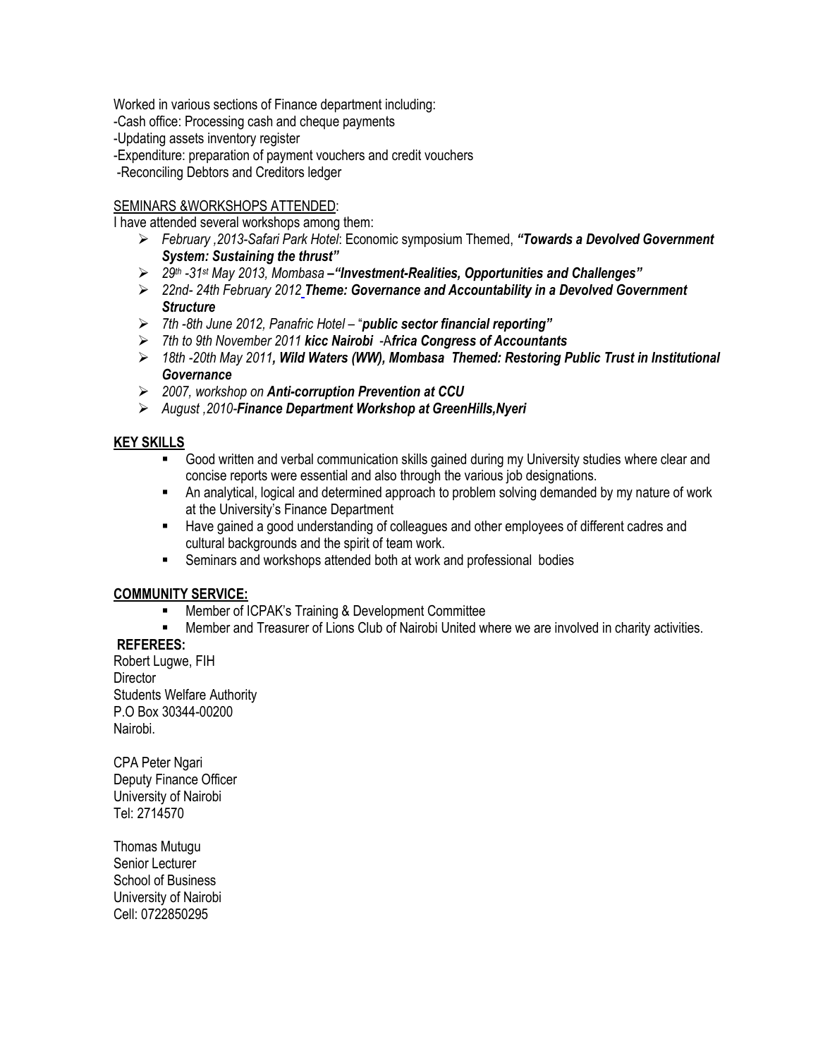Worked in various sections of Finance department including:

-Cash office: Processing cash and cheque payments

-Updating assets inventory register

-Expenditure: preparation of payment vouchers and credit vouchers

-Reconciling Debtors and Creditors ledger

SEMINARS &WORKSHOPS ATTENDED:

I have attended several workshops among them:

- *February ,2013-Safari Park Hotel*: Economic symposium Themed, ***"Towards a Devolved Government System: Sustaining the thrust"***
- *29th -31st May 2013, Mombasa* ***–"Investment-Realities, Opportunities and Challenges"***
- *22nd- 24th February 2012* ***Theme: Governance and Accountability in a Devolved Government Structure***
- *7th -8th June 2012, Panafric Hotel –* "***public sector financial reporting"***
- *7th to 9th November 2011* ***kicc Nairobi*** *-A**frica Congress of Accountants***
- *18th -20th May 2011**, Wild Waters (WW), Mombasa Themed: Restoring Public Trust in Institutional Governance***
- *2007, workshop on* ***Anti-corruption Prevention at CCU***
- *August ,2010-**Finance Department Workshop at GreenHills,Nyeri***

**KEY SKILLS**

- Good written and verbal communication skills gained during my University studies where clear and concise reports were essential and also through the various job designations.
- An analytical, logical and determined approach to problem solving demanded by my nature of work at the University's Finance Department
- Have gained a good understanding of colleagues and other employees of different cadres and cultural backgrounds and the spirit of team work.
- Seminars and workshops attended both at work and professional bodies

**COMMUNITY SERVICE:**

- Member of ICPAK's Training & Development Committee
- Member and Treasurer of Lions Club of Nairobi United where we are involved in charity activities.

**REFEREES:**

Robert Lugwe, FIH
Director
Students Welfare Authority
P.O Box 30344-00200
Nairobi.

CPA Peter Ngari
Deputy Finance Officer
University of Nairobi
Tel: 2714570

Thomas Mutugu
Senior Lecturer
School of Business
University of Nairobi
Cell: 0722850295